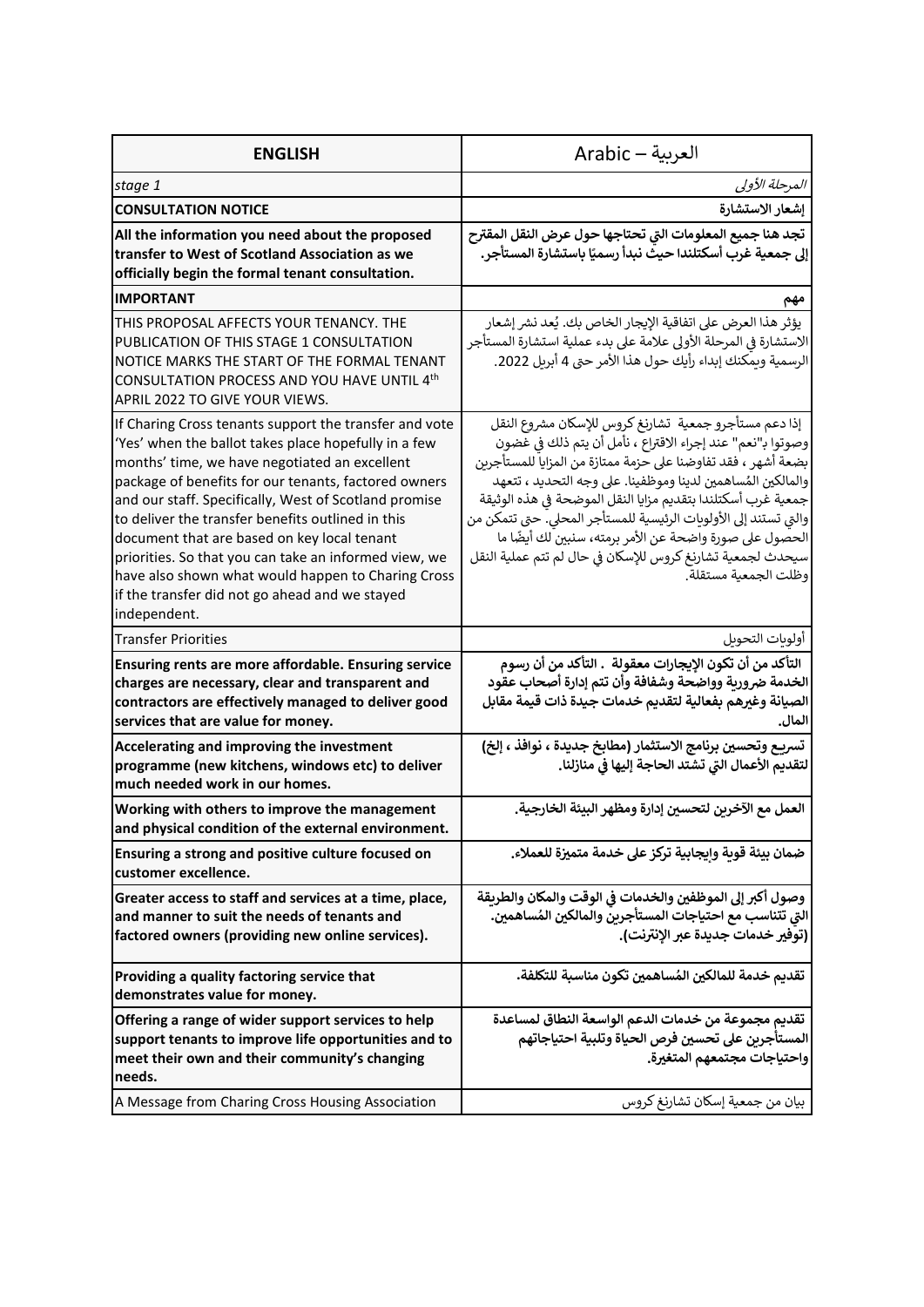| **ENGLISH** | العربية – Arabic |
| --- | --- |
| *stage 1* | *المرحلة الأولى* |
| **CONSULTATION NOTICE** | **إشعار الاستشارة** |
| **All the information you need about the proposed transfer to West of Scotland Association as we officially begin the formal tenant consultation.** | **تجد هنا جميع المعلومات التي تحتاجها حول عرض النقل المقترح إلى جمعية غرب أسكتلندا حيث نبدأ رسميًا باستشارة المستأجر.** |
| **IMPORTANT** | **مهم** |
| THIS PROPOSAL AFFECTS YOUR TENANCY. THE PUBLICATION OF THIS STAGE 1 CONSULTATION NOTICE MARKS THE START OF THE FORMAL TENANT CONSULTATION PROCESS AND YOU HAVE UNTIL 4th APRIL 2022 TO GIVE YOUR VIEWS. | يؤثر هذا العرض على اتفاقية الإيجار الخاص بك. يُعد نشر إشعار الاستشارة في المرحلة الأولى علامة على بدء عملية استشارة المستأجر الرسمية ويمكنك إبداء رأيك حول هذا الأمر حتى 4 أبريل 2022. |
| If Charing Cross tenants support the transfer and vote 'Yes' when the ballot takes place hopefully in a few months' time, we have negotiated an excellent package of benefits for our tenants, factored owners and our staff. Specifically, West of Scotland promise to deliver the transfer benefits outlined in this document that are based on key local tenant priorities. So that you can take an informed view, we have also shown what would happen to Charing Cross if the transfer did not go ahead and we stayed independent. | إذا دعم مستأجرو جمعية تشارنغ كروس للإسكان مشروع النقل وصوتوا بـ"نعم" عند إجراء الاقتراع ، نأمل أن يتم ذلك في غضون بضعة أشهر ، فقد تفاوضنا على حزمة ممتازة من المزايا للمستأجرين والمالكين المُساهمين لدينا وموظفينا. على وجه التحديد ، تتعهد جمعية غرب أسكتلندا بتقديم مزايا النقل الموضحة في هذه الوثيقة والتي تستند إلى الأولويات الرئيسية للمستأجر المحلي. حتى تتمكن من الحصول على صورة واضحة عن الأمر برمته، سنبين لك أيضًا ما سيحدث لجمعية تشارنغ كروس للإسكان في حال لم تتم عملية النقل وظلت الجمعية مستقلة. |
| Transfer Priorities | أولويات التحويل |
| **Ensuring rents are more affordable. Ensuring service charges are necessary, clear and transparent and contractors are effectively managed to deliver good services that are value for money.** | **التأكد من أن تكون الإيجارات معقولة . التأكد من أن رسوم الخدمة ضرورية وواضحة وشفافة وأن تتم إدارة أصحاب عقود الصيانة وغيرهم بفعالية لتقديم خدمات جيدة ذات قيمة مقابل المال.** |
| **Accelerating and improving the investment programme (new kitchens, windows etc) to deliver much needed work in our homes.** | **تسريع وتحسين برنامج الاستثمار (مطابخ جديدة ، نوافذ ، إلخ) لتقديم الأعمال التي تشتد الحاجة إليها في منازلنا.** |
| **Working with others to improve the management and physical condition of the external environment.** | **العمل مع الآخرين لتحسين إدارة ومظهر البيئة الخارجية.** |
| **Ensuring a strong and positive culture focused on customer excellence.** | **ضمان بيئة قوية وإيجابية تركز على خدمة متميزة للعملاء.** |
| **Greater access to staff and services at a time, place, and manner to suit the needs of tenants and factored owners (providing new online services).** | **وصول أكبر إلى الموظفين والخدمات في الوقت والمكان والطريقة التي تتناسب مع احتياجات المستأجرين والمالكين المُساهمين. (توفير خدمات جديدة عبر الإنترنت).** |
| **Providing a quality factoring service that demonstrates value for money.** | **تقديم خدمة للمالكين المُساهمين تكون مناسبة للتكلفة.** |
| **Offering a range of wider support services to help support tenants to improve life opportunities and to meet their own and their community's changing needs.** | **تقديم مجموعة من خدمات الدعم الواسعة النطاق لمساعدة المستأجرين على تحسين فرص الحياة وتلبية احتياجاتهم واحتياجات مجتمعهم المتغيرة.** |
| A Message from Charing Cross Housing Association | بيان من جمعية إسكان تشارنغ كروس |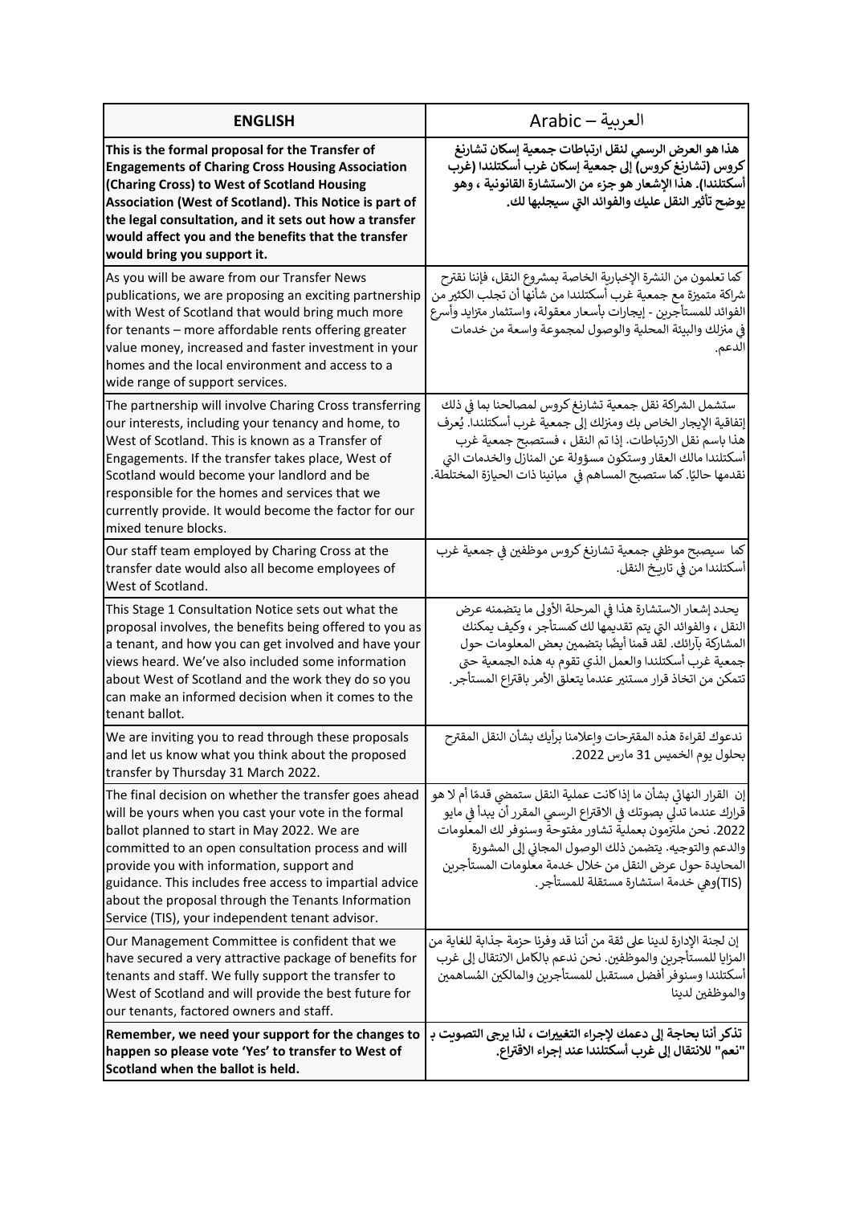| ENGLISH | العربية – Arabic |
|---|---|
| **This is the formal proposal for the Transfer of Engagements of Charing Cross Housing Association (Charing Cross) to West of Scotland Housing Association (West of Scotland). This Notice is part of the legal consultation, and it sets out how a transfer would affect you and the benefits that the transfer would bring you support it.** | **هذا هو العرض الرسمي لنقل ارتباطات جمعية إسكان تشارنغ كروس (تشارنغ كروس) إلى جمعية إسكان غرب أسكتلندا (غرب أسكتلندا). هذا الإشعار هو جزء من الاستشارة القانونية ، وهو يوضح تأثير النقل عليك والفوائد التي سيجلبها لك.** |
| As you will be aware from our Transfer News publications, we are proposing an exciting partnership with West of Scotland that would bring much more for tenants – more affordable rents offering greater value money, increased and faster investment in your homes and the local environment and access to a wide range of support services. | كما تعلمون من النشرة الإخبارية الخاصة بمشروع النقل، فإننا نقترح شراكة متميزة مع جمعية غرب أسكتلندا من شأنها أن تجلب الكثير من الفوائد للمستأجرين - إيجارات بأسعار معقولة، واستثمار متزايد وأسرع في منزلك والبيئة المحلية والوصول لمجموعة واسعة من خدمات الدعم. |
| The partnership will involve Charing Cross transferring our interests, including your tenancy and home, to West of Scotland. This is known as a Transfer of Engagements. If the transfer takes place, West of Scotland would become your landlord and be responsible for the homes and services that we currently provide. It would become the factor for our mixed tenure blocks. | ستشمل الشراكة نقل جمعية تشارنغ كروس لمصالحنا بما في ذلك إتفاقية الإيجار الخاص بك ومنزلك إلى جمعية غرب أسكتلندا. يُعرف هذا باسم نقل الارتباطات. إذا تم النقل ، فستصبح جمعية غرب أسكتلندا مالك العقار وستكون مسؤولة عن المنازل والخدمات التي نقدمها حاليًا. كما ستصبح المساهم في مبانينا ذات الحيازة المختلطة. |
| Our staff team employed by Charing Cross at the transfer date would also all become employees of West of Scotland. | كما سيصبح موظفي جمعية تشارنغ كروس موظفين في جمعية غرب أسكتلندا من في تاريخ النقل. |
| This Stage 1 Consultation Notice sets out what the proposal involves, the benefits being offered to you as a tenant, and how you can get involved and have your views heard. We've also included some information about West of Scotland and the work they do so you can make an informed decision when it comes to the tenant ballot. | يحدد إشعار الاستشارة هذا في المرحلة الأولى ما يتضمنه عرض النقل ، والفوائد التي يتم تقديمها لك كمستأجر ، وكيف يمكنك المشاركة بآرائك. لقد قمنا أيضًا بتضمين بعض المعلومات حول جمعية غرب أسكتلندا والعمل الذي تقوم به هذه الجمعية حتى تتمكن من اتخاذ قرار مستنير عندما يتعلق الأمر باقتراع المستأجر. |
| We are inviting you to read through these proposals and let us know what you think about the proposed transfer by Thursday 31 March 2022. | ندعوك لقراءة هذه المقترحات وإعلامنا برأيك بشأن النقل المقترح بحلول يوم الخميس 31 مارس 2022. |
| The final decision on whether the transfer goes ahead will be yours when you cast your vote in the formal ballot planned to start in May 2022. We are committed to an open consultation process and will provide you with information, support and guidance. This includes free access to impartial advice about the proposal through the Tenants Information Service (TIS), your independent tenant advisor. | إن القرار النهائي بشأن ما إذاكانت عملية النقل ستمضي قدمًا أم لا هو قرارك عندما تدلي بصوتك في الاقتراع الرسمي المقرر أن يبدأ في مايو 2022. نحن ملتزمون بعملية تشاور مفتوحة وسنوفر لك المعلومات والدعم والتوجيه. يتضمن ذلك الوصول المجاني إلى المشورة المحايدة حول عرض النقل من خلال خدمة معلومات المستأجرين (TIS)وهي خدمة استشارة مستقلة للمستأجر. |
| Our Management Committee is confident that we have secured a very attractive package of benefits for tenants and staff. We fully support the transfer to West of Scotland and will provide the best future for our tenants, factored owners and staff. | إن لجنة الإدارة لدينا على ثقة من أننا قد وفرنا حزمة جذابة للغاية من المزايا للمستأجرين والموظفين. نحن ندعم بالكامل الانتقال إلى غرب أسكتلندا وسنوفر أفضل مستقبل للمستأجرين والمالكين المُساهمين والموظفين لدينا |
| **Remember, we need your support for the changes to happen so please vote 'Yes' to transfer to West of Scotland when the ballot is held.** | **تذكر أننا بحاجة إلى دعمك لإجراء التغييرات ، لذا يرجى التصويت بـ "نعم" للانتقال إلى غرب أسكتلندا عند إجراء الاقتراع.** |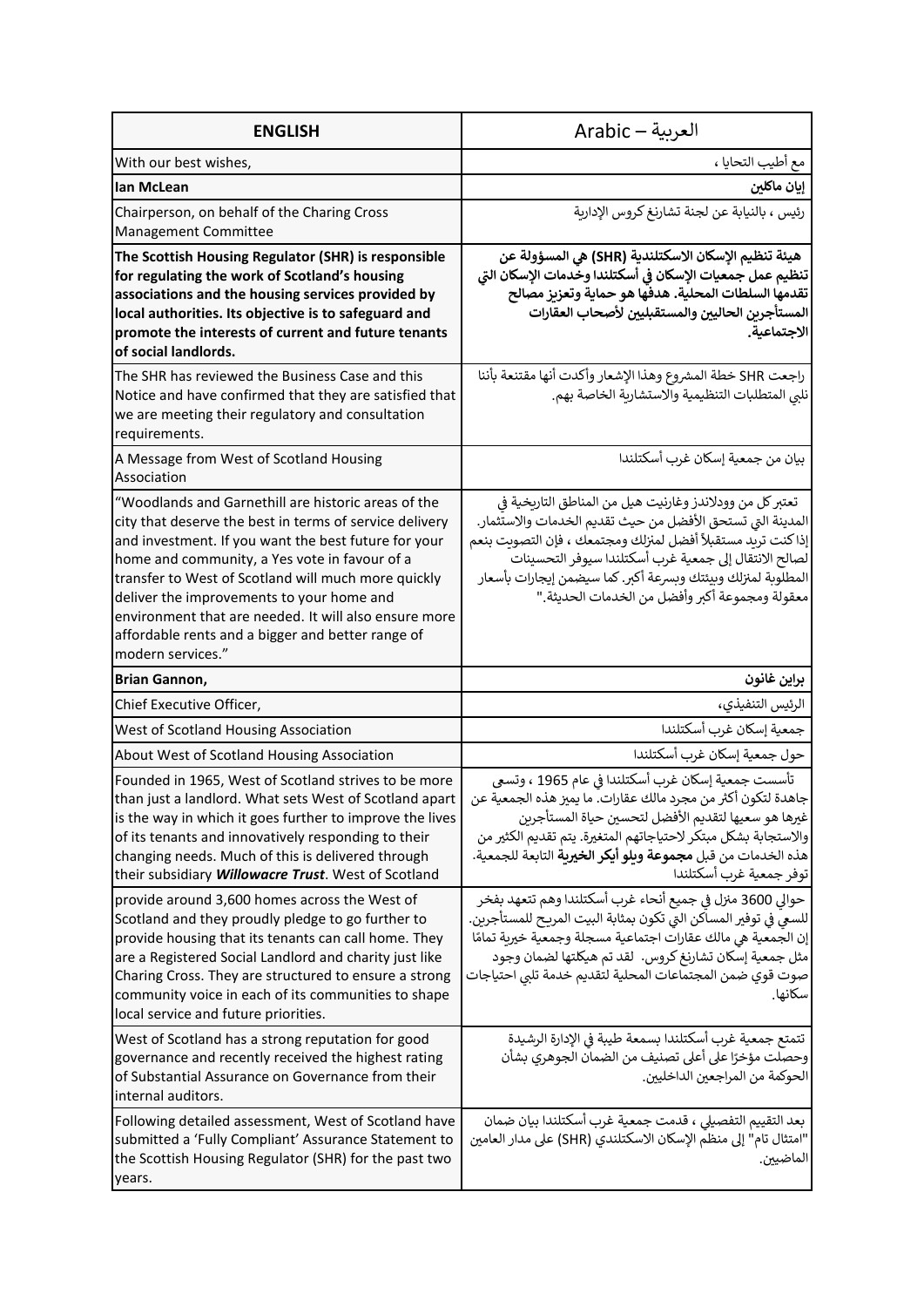| ENGLISH | Arabic – العربية |
|---|---|
| With our best wishes, | مع أطيب التحايا ، |
| **Ian McLean** | **إيان ماكلين** |
| Chairperson, on behalf of the Charing Cross Management Committee | رئيس ، بالنيابة عن لجنة تشارنغ كروس الإدارية |
| **The Scottish Housing Regulator (SHR) is responsible for regulating the work of Scotland's housing associations and the housing services provided by local authorities. Its objective is to safeguard and promote the interests of current and future tenants of social landlords.** | **هيئة تنظيم الإسكان الاسكتلندية (SHR) هي المسؤولة عن تنظيم عمل جمعيات الإسكان في أسكتلندا وخدمات الإسكان التي تقدمها السلطات المحلية. هدفها هو حماية وتعزيز مصالح المستأجرين الحاليين والمستقبليين لأصحاب العقارات الاجتماعية.** |
| The SHR has reviewed the Business Case and this Notice and have confirmed that they are satisfied that we are meeting their regulatory and consultation requirements. | راجعت SHR خطة المشروع وهذا الإشعار وأكدت أنها مقتنعة بأننا نلبي المتطلبات التنظيمية والاستشارية الخاصة بهم. |
| A Message from West of Scotland Housing Association | بيان من جمعية إسكان غرب أسكتلندا |
| "Woodlands and Garnethill are historic areas of the city that deserve the best in terms of service delivery and investment. If you want the best future for your home and community, a Yes vote in favour of a transfer to West of Scotland will much more quickly deliver the improvements to your home and environment that are needed. It will also ensure more affordable rents and a bigger and better range of modern services." | تعتبر كل من وودلاندز وغارنيت هيل من المناطق التاريخية في المدينة التي تستحق الأفضل من حيث تقديم الخدمات والاستثمار. إذا كنت تريد مستقبلاً أفضل لمنزلك ومجتمعك ، فإن التصويت بنعم لصالح الانتقال إلى جمعية غرب أسكتلندا سيوفر التحسينات المطلوبة لمنزلك وبيئتك وبسرعة أكبر. كما سيضمن إيجارات بأسعار معقولة ومجموعة أكبر وأفضل من الخدمات الحديثة." |
| **Brian Gannon,** | **براين غانون** |
| Chief Executive Officer, | الرئيس التنفيذي، |
| West of Scotland Housing Association | جمعية إسكان غرب أسكتلندا |
| About West of Scotland Housing Association | حول جمعية إسكان غرب أسكتلندا |
| Founded in 1965, West of Scotland strives to be more than just a landlord. What sets West of Scotland apart is the way in which it goes further to improve the lives of its tenants and innovatively responding to their changing needs. Much of this is delivered through their subsidiary ***Willowacre Trust***. West of Scotland | تأسست جمعية إسكان غرب أسكتلندا في عام 1965 ، وتسعى جاهدة لتكون أكثر من مجرد مالك عقارات. ما يميز هذه الجمعية عن غيرها هو سعيها لتقديم الأفضل لتحسين حياة المستأجرين والاستجابة بشكل مبتكر لاحتياجاتهم المتغيرة. يتم تقديم الكثير من هذه الخدمات من قبل **مجموعة ويلو أيكر الخيرية** التابعة للجمعية. توفر جمعية غرب أسكتلندا |
| provide around 3,600 homes across the West of Scotland and they proudly pledge to go further to provide housing that its tenants can call home. They are a Registered Social Landlord and charity just like Charing Cross. They are structured to ensure a strong community voice in each of its communities to shape local service and future priorities. | حوالي 3600 منزل في جميع أنحاء غرب أسكتلندا وهم تتعهد بفخر للسعي في توفير المساكن التي تكون بمثابة البيت المريح للمستأجرين. إن الجمعية هي مالك عقارات اجتماعية مسجلة وجمعية خيرية تمامًا مثل جمعية إسكان تشارنغ كروس. لقد تم هيكلتها لضمان وجود صوت قوي ضمن المجتمعات المحلية لتقديم خدمة تلبي احتياجات سكانها. |
| West of Scotland has a strong reputation for good governance and recently received the highest rating of Substantial Assurance on Governance from their internal auditors. | تتمتع جمعية غرب أسكتلندا بسمعة طيبة في الإدارة الرشيدة وحصلت مؤخرًا على أعلى تصنيف من الضمان الجوهري بشأن الحوكمة من المراجعين الداخليين. |
| Following detailed assessment, West of Scotland have submitted a 'Fully Compliant' Assurance Statement to the Scottish Housing Regulator (SHR) for the past two years. | بعد التقييم التفصيلي ، قدمت جمعية غرب أسكتلندا بيان ضمان "امتثال تام" إلى منظم الإسكان الاسكتلندي (SHR) على مدار العامين الماضيين. |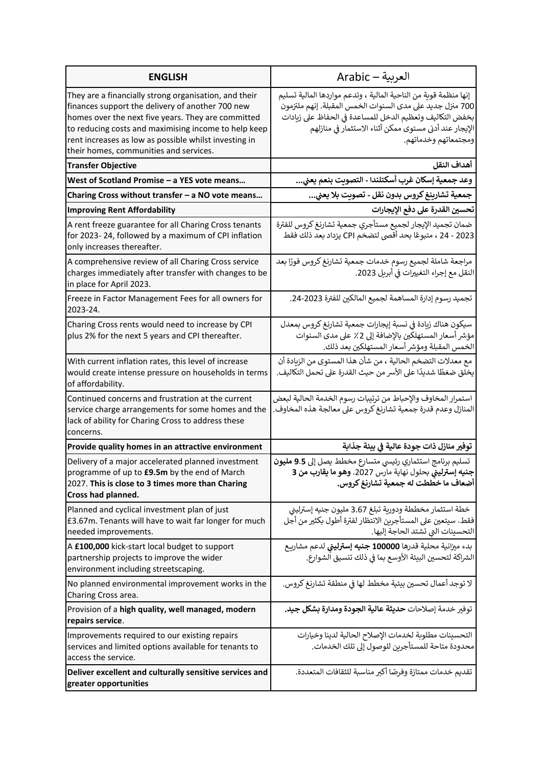| ENGLISH | العربية – Arabic |
|---|---|
| They are a financially strong organisation, and their finances support the delivery of another 700 new homes over the next five years. They are committed to reducing costs and maximising income to help keep rent increases as low as possible whilst investing in their homes, communities and services. | إنها منظمة قوية من الناحية المالية ، وتدعم مواردها المالية تسليم 700 منزل جديد على مدى السنوات الخمس المقبلة. إنهم ملتزمون بخفض التكاليف وتعظيم الدخل للمساعدة في الحفاظ على زيادات الإيجار عند أدنى مستوى ممكن أثناء الاستثمار في منازلهم ومجتمعاتهم وخدماتهم. |
| **Transfer Objective** | **أهداف النقل** |
| **West of Scotland Promise – a YES vote means…** | **وعد جمعية إسكان غرب أسكتلندا - التصويت بنعم يعني...** |
| **Charing Cross without transfer – a NO vote means…** | **جمعية تشارينغ كروس بدون نقل - تصويت بلا يعني...** |
| **Improving Rent Affordability** | **تحسين القدرة على دفع الإيجارات** |
| A rent freeze guarantee for all Charing Cross tenants for 2023- 24, followed by a maximum of CPI inflation only increases thereafter. | ضمان تجميد الإيجار لجميع مستأجري جمعية تشارنغ كروس للفترة 2023 - 24 ، متبوعًا بحد أقصى لتضخم CPI يزداد بعد ذلك فقط |
| A comprehensive review of all Charing Cross service charges immediately after transfer with changes to be in place for April 2023. | مراجعة شاملة لجميع رسوم خدمات جمعية تشارنغ كروس فورًا بعد النقل مع إجراء التغييرات في أبريل 2023. |
| Freeze in Factor Management Fees for all owners for 2023-24. | تجميد رسوم إدارة المساهمة لجميع المالكين للفترة 2023-24. |
| Charing Cross rents would need to increase by CPI plus 2% for the next 5 years and CPI thereafter. | سيكون هناك زيادة في نسبة إيجارات جمعية تشارنغ كروس بمعدل مؤشر أسعار المستهلكين بالإضافة إلى 2٪ على مدى السنوات الخمس المقبلة ومؤشر أسعار المستهلكين بعد ذلك. |
| With current inflation rates, this level of increase would create intense pressure on households in terms of affordability. | مع معدلات التضخم الحالية ، من شأن هذا المستوى من الزيادة أن يخلق ضغطًا شديدًا على الأسر من حيث القدرة على تحمل التكاليف. |
| Continued concerns and frustration at the current service charge arrangements for some homes and the lack of ability for Charing Cross to address these concerns. | استمرار المخاوف والإحباط من ترتيبات رسوم الخدمة الحالية لبعض المنازل وعدم قدرة جمعية تشارنغ كروس على معالجة هذه المخاوف. |
| **Provide quality homes in an attractive environment** | **توفير منازل ذات جودة عالية في بيئة جذابة** |
| Delivery of a major accelerated planned investment programme of up to **£9.5m** by the end of March 2027. **This is close to 3 times more than Charing Cross had planned.** | تسليم برنامج استثماري رئيسي متسارع مخطط يصل إلى **9.5 مليون جنيه إسترليني** بحلول نهاية مارس 2027. **وهو ما يقارب من 3 أضعاف ما خططت له جمعية تشارنغ كروس.** |
| Planned and cyclical investment plan of just £3.67m. Tenants will have to wait far longer for much needed improvements. | خطة استثمار مخططة ودورية تبلغ 3.67 مليون جنيه إسترليني فقط. سيتعين على المستأجرين الانتظار لفترة أطول بكثير من أجل التحسينات التي تشتد الحاجة إليها. |
| A **£100,000** kick-start local budget to support partnership projects to improve the wider environment including streetscaping. | بدء ميزانية محلية قدرها **100000 جنيه إسترليني** لدعم مشاريع الشراكة لتحسين البيئة الأوسع بما في ذلك تنسيق الشوارع. |
| No planned environmental improvement works in the Charing Cross area. | لا توجد أعمال تحسين بيئية مخطط لها في منطقة تشارنغ كروس. |
| Provision of a **high quality, well managed, modern repairs service**. | توفير خدمة إصلاحات **حديثة عالية الجودة ومدارة بشكل جيد.** |
| Improvements required to our existing repairs services and limited options available for tenants to access the service. | التحسينات مطلوبة لخدمات الإصلاح الحالية لدينا وخيارات محدودة متاحة للمستأجرين للوصول إلى تلك الخدمات. |
| **Deliver excellent and culturally sensitive services and greater opportunities** | تقديم خدمات ممتازة وفرصًا أكبر مناسبة للثقافات المتعددة. |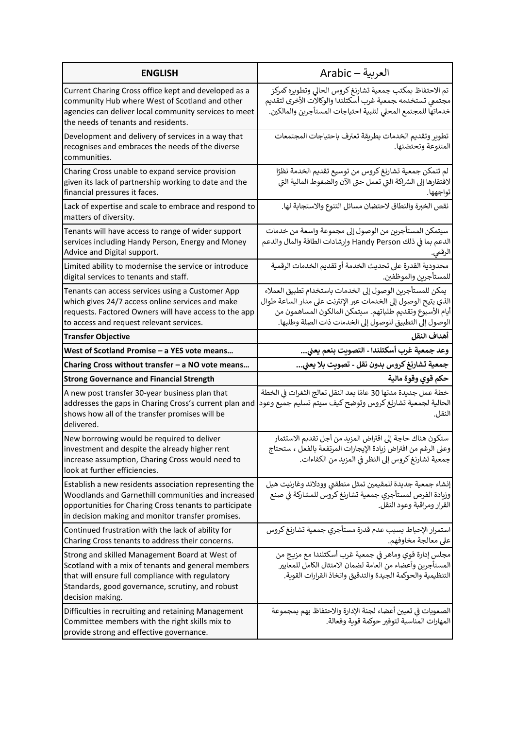| **ENGLISH** | العربية – Arabic |
|---|---|
| Current Charing Cross office kept and developed as a community Hub where West of Scotland and other agencies can deliver local community services to meet the needs of tenants and residents. | تم الاحتفاظ بمكتب جمعية تشارنغ كروس الحالي وتطويره كمركز مجتمعي تستخدمه جمعية غرب أسكتلندا والوكالات الأخرى لتقديم خدماتها للمجتمع المحلي لتلبية احتياجات المستأجرين والمالكين. |
| Development and delivery of services in a way that recognises and embraces the needs of the diverse communities. | تطوير وتقديم الخدمات بطريقة تعترف باحتياجات المجتمعات المتنوعة وتحتضنها. |
| Charing Cross unable to expand service provision given its lack of partnership working to date and the financial pressures it faces. | لم تتمكن جمعية تشارنغ كروس من توسيع تقديم الخدمة نظرًا لافتقارها إلى الشراكة التي تعمل حتى الآن والضغوط المالية التي تواجهها. |
| Lack of expertise and scale to embrace and respond to matters of diversity. | نقص الخبرة والنطاق لاحتضان مسائل التنوع والاستجابة لها. |
| Tenants will have access to range of wider support services including Handy Person, Energy and Money Advice and Digital support. | سيتمكن المستأجرين من الوصول إلى مجموعة واسعة من خدمات الدعم بما في ذلك Handy Person وإرشادات الطاقة والمال والدعم الرقمي. |
| Limited ability to modernise the service or introduce digital services to tenants and staff. | محدودية القدرة على تحديث الخدمة أو تقديم الخدمات الرقمية للمستأجرين والموظفين. |
| Tenants can access services using a Customer App which gives 24/7 access online services and make requests. Factored Owners will have access to the app to access and request relevant services. | يمكن للمستأجرين الوصول إلى الخدمات باستخدام تطبيق العملاء الذي يتيح الوصول إلى الخدمات عبر الإنترنت على مدار الساعة طوال أيام الأسبوع وتقديم طلباتهم. سيتمكن المالكون المساهمون من الوصول إلى التطبيق للوصول إلى الخدمات ذات الصلة وطلبها. |
| **Transfer Objective** | **أهداف النقل** |
| **West of Scotland Promise – a YES vote means…** | **وعد جمعية غرب أسكتلندا - التصويت بنعم يعني...** |
| **Charing Cross without transfer – a NO vote means…** | **جمعية تشارنغ كروس بدون نقل - تصويت بلا يعني...** |
| **Strong Governance and Financial Strength** | **حكم قوي وقوة مالية** |
| A new post transfer 30-year business plan that addresses the gaps in Charing Cross's current plan and shows how all of the transfer promises will be delivered. | خطة عمل جديدة مدتها 30 عامًا بعد النقل تعالج الثغرات في الخطة الحالية لجمعية تشارنغ كروس وتوضح كيف سيتم تسليم جميع وعود النقل. |
| New borrowing would be required to deliver investment and despite the already higher rent increase assumption, Charing Cross would need to look at further efficiencies. | ستكون هناك حاجة إلى اقتراض المزيد من أجل تقديم الاستثمار وعلى الرغم من افتراض زيادة الإيجارات المرتفعة بالفعل ، ستحتاج جمعية تشارنغ كروس إلى النظر في المزيد من الكفاءات. |
| Establish a new residents association representing the Woodlands and Garnethill communities and increased opportunities for Charing Cross tenants to participate in decision making and monitor transfer promises. | إنشاء جمعية جديدة للمقيمين تمثل منطقتي وودلاند وغارنيت هيل وزيادة الفرص لمستأجري جمعية تشارنغ كروس للمشاركة في صنع القرار ومراقبة وعود النقل. |
| Continued frustration with the lack of ability for Charing Cross tenants to address their concerns. | استمرار الإحباط بسبب عدم قدرة مستأجري جمعية تشارنغ كروس على معالجة مخاوفهم. |
| Strong and skilled Management Board at West of Scotland with a mix of tenants and general members that will ensure full compliance with regulatory Standards, good governance, scrutiny, and robust decision making. | مجلس إدارة قوي وماهر في جمعية غرب أسكتلندا مع مزيج من المستأجرين وأعضاء من العامة لضمان الامتثال الكامل للمعايير التنظيمية والحوكمة الجيدة والتدقيق واتخاذ القرارات القوية. |
| Difficulties in recruiting and retaining Management Committee members with the right skills mix to provide strong and effective governance. | الصعوبات في تعيين أعضاء لجنة الإدارة والاحتفاظ بهم بمجموعة المهارات المناسبة لتوفير حوكمة قوية وفعالة. |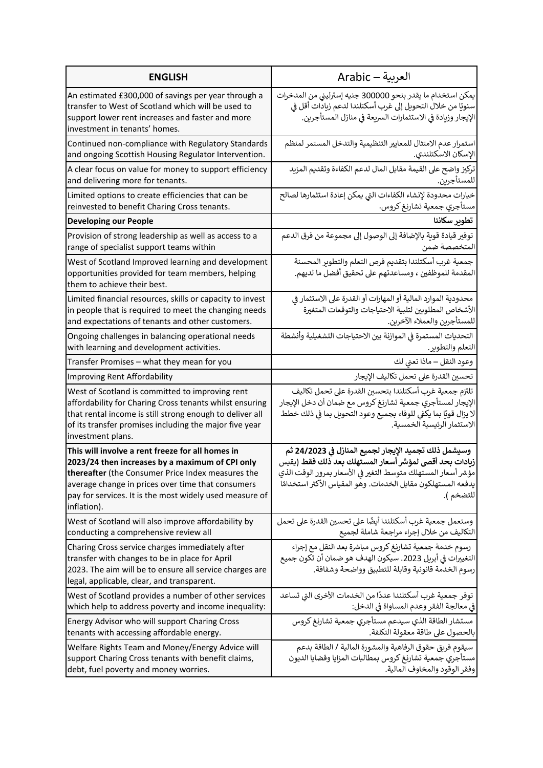| **ENGLISH** | العربية – Arabic |
|---|---|
| An estimated £300,000 of savings per year through a transfer to West of Scotland which will be used to support lower rent increases and faster and more investment in tenants' homes. | يمكن استخدام ما يقدر بنحو 300000 جنيه إسترليني من المدخرات سنويًا من خلال التحويل إلى غرب أسكتلندا لدعم زيادات أقل في الإيجار وزيادة في الاستثمارات السريعة في منازل المستأجرين. |
| Continued non-compliance with Regulatory Standards and ongoing Scottish Housing Regulator Intervention. | استمرار عدم الامتثال للمعايير التنظيمية والتدخل المستمر لمنظم الإسكان الاسكتلندي. |
| A clear focus on value for money to support efficiency and delivering more for tenants. | تركيز واضح على القيمة مقابل المال لدعم الكفاءة وتقديم المزيد للمستأجرين. |
| Limited options to create efficiencies that can be reinvested to benefit Charing Cross tenants. | خيارات محدودة لإنشاء الكفاءات التي يمكن إعادة استثمارها لصالح مستأجري جمعية تشارنغ كروس. |
| **Developing our People** | **تطوير سكاننا** |
| Provision of strong leadership as well as access to a range of specialist support teams within | توفير قيادة قوية بالإضافة إلى الوصول إلى مجموعة من فرق الدعم المتخصصة ضمن |
| West of Scotland Improved learning and development opportunities provided for team members, helping them to achieve their best. | جمعية غرب أسكتلندا بتقديم فرص التعلم والتطوير المحسنة المقدمة للموظفين ، ومساعدتهم على تحقيق أفضل ما لديهم. |
| Limited financial resources, skills or capacity to invest in people that is required to meet the changing needs and expectations of tenants and other customers. | محدودية الموارد المالية أو المهارات أو القدرة على الاستثمار في الأشخاص المطلوبين لتلبية الاحتياجات والتوقعات المتغيرة للمستأجرين والعملاء الآخرين. |
| Ongoing challenges in balancing operational needs with learning and development activities. | التحديات المستمرة في الموازنة بين الاحتياجات التشغيلية وأنشطة التعلم والتطوير. |
| Transfer Promises – what they mean for you | وعود النقل – ماذا تعني لك |
| Improving Rent Affordability | تحسين القدرة على تحمل تكاليف الإيجار |
| West of Scotland is committed to improving rent affordability for Charing Cross tenants whilst ensuring that rental income is still strong enough to deliver all of its transfer promises including the major five year investment plans. | تلتزم جمعية غرب أسكتلندا بتحسين القدرة على تحمل تكاليف الإيجار لمستأجري جمعية تشارنغ كروس مع ضمان أن دخل الإيجار لا يزال قويًا بما يكفي للوفاء بجميع وعود التحويل بما في ذلك خطط الاستثمار الرئيسية الخمسية. |
| **This will involve a rent freeze for all homes in 2023/24 then increases by a maximum of CPI only thereafter** (the Consumer Price Index measures the average change in prices over time that consumers pay for services. It is the most widely used measure of inflation). | **وسيشمل ذلك تجميد الإيجار لجميع المنازل في 24/2023 ثم زيادات بحد أقصى لمؤشر أسعار المستهلك بعد ذلك فقط** (يقيس مؤشر أسعار المستهلك متوسط التغير في الأسعار بمرور الوقت الذي يدفعه المستهلكون مقابل الخدمات. وهو المقياس الأكثر استخدامًا للتضخم ). |
| West of Scotland will also improve affordability by conducting a comprehensive review all | وستعمل جمعية غرب أسكتلندا أيضًا على تحسين القدرة على تحمل التكاليف من خلال إجراء مراجعة شاملة لجميع |
| Charing Cross service charges immediately after transfer with changes to be in place for April 2023. The aim will be to ensure all service charges are legal, applicable, clear, and transparent. | رسوم خدمة جمعية تشارنغ كروس مباشرة بعد النقل مع إجراء التغييرات في أبريل 2023. سيكون الهدف هو ضمان أن تكون جميع رسوم الخدمة قانونية وقابلة للتطبيق وواضحة وشفافة. |
| West of Scotland provides a number of other services which help to address poverty and income inequality: | توفر جمعية غرب أسكتلندا عددًا من الخدمات الأخرى التي تساعد في معالجة الفقر وعدم المساواة في الدخل: |
| Energy Advisor who will support Charing Cross tenants with accessing affordable energy. | مستشار الطاقة الذي سيدعم مستأجري جمعية تشارنغ كروس بالحصول على طاقة معقولة التكلفة. |
| Welfare Rights Team and Money/Energy Advice will support Charing Cross tenants with benefit claims, debt, fuel poverty and money worries. | سيقوم فريق حقوق الرفاهية والمشورة المالية / الطاقة بدعم مستأجري جمعية تشارنغ كروس بمطالبات المزايا وقضايا الديون وفقر الوقود والمخاوف المالية. |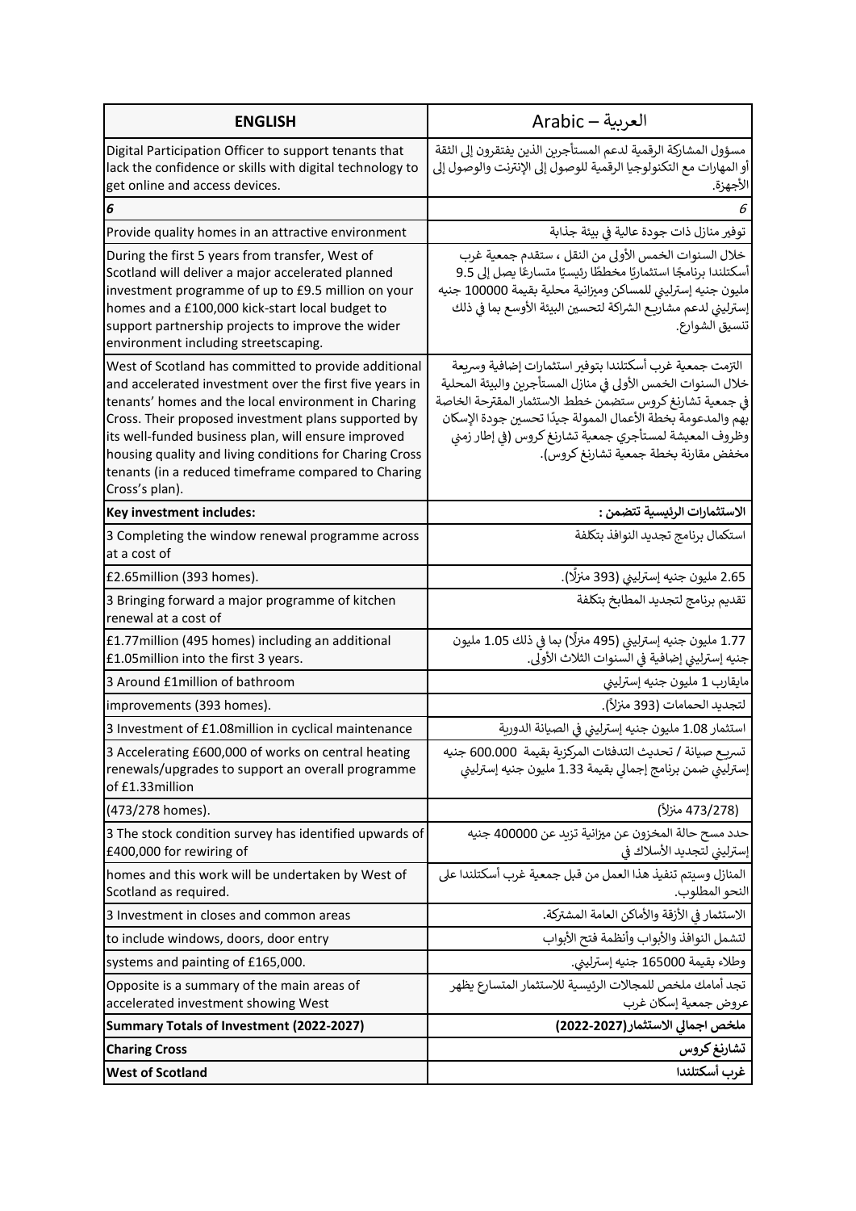| ENGLISH | Arabic – العربية |
|---|---|
| Digital Participation Officer to support tenants that lack the confidence or skills with digital technology to get online and access devices. | مسؤول المشاركة الرقمية لدعم المستأجرين الذين يفتقرون إلى الثقة أو المهارات مع التكنولوجيا الرقمية للوصول إلى الإنترنت والوصول إلى الأجهزة. |
| ***6*** | *6* |
| Provide quality homes in an attractive environment | توفير منازل ذات جودة عالية في بيئة جذابة |
| During the first 5 years from transfer, West of Scotland will deliver a major accelerated planned investment programme of up to £9.5 million on your homes and a £100,000 kick-start local budget to support partnership projects to improve the wider environment including streetscaping. | خلال السنوات الخمس الأولى من النقل ، ستقدم جمعية غرب أسكتلندا برنامجًا استثماريًا مخططًا رئيسيًا متسارعًا يصل إلى 9.5 مليون جنيه إسترليني للمساكن وميزانية محلية بقيمة 100000 جنيه إسترليني لدعم مشاريع الشراكة لتحسين البيئة الأوسع بما في ذلك تنسيق الشوارع. |
| West of Scotland has committed to provide additional and accelerated investment over the first five years in tenants' homes and the local environment in Charing Cross. Their proposed investment plans supported by its well-funded business plan, will ensure improved housing quality and living conditions for Charing Cross tenants (in a reduced timeframe compared to Charing Cross's plan). | التزمت جمعية غرب أسكتلندا بتوفير استثمارات إضافية وسريعة خلال السنوات الخمس الأولى في منازل المستأجرين والبيئة المحلية في جمعية تشارنغ كروس ستضمن خطط الاستثمار المقترحة الخاصة بهم والمدعومة بخطة الأعمال الممولة جيدًا تحسين جودة الإسكان وظروف المعيشة لمستأجري جمعية تشارنغ كروس (في إطار زمني مخفض مقارنة بخطة جمعية تشارنغ كروس). |
| **Key investment includes:** | **الاستثمارات الرئيسية تتضمن :** |
| 3 Completing the window renewal programme across at a cost of | استكمال برنامج تجديد النوافذ بتكلفة |
| £2.65million (393 homes). | 2.65 مليون جنيه إسترليني (393 منزلًا). |
| 3 Bringing forward a major programme of kitchen renewal at a cost of | تقديم برنامج لتجديد المطابخ بتكلفة |
| £1.77million (495 homes) including an additional £1.05million into the first 3 years. | 1.77 مليون جنيه إسترليني (495 منزلًا) بما في ذلك 1.05 مليون جنيه إسترليني إضافية في السنوات الثلاث الأولى. |
| 3 Around £1million of bathroom | مايقارب 1 مليون جنيه إسترليني |
| improvements (393 homes). | لتجديد الحمامات (393 منزلاً). |
| 3 Investment of £1.08million in cyclical maintenance | استثمار 1.08 مليون جنيه إسترليني في الصيانة الدورية |
| 3 Accelerating £600,000 of works on central heating renewals/upgrades to support an overall programme of £1.33million | تسريع صيانة / تحديث التدفئات المركزية بقيمة 600.000 جنيه إسترليني ضمن برنامج إجمالي بقيمة 1.33 مليون جنيه إسترليني |
| (473/278 homes). | (473/278 منزلاً) |
| 3 The stock condition survey has identified upwards of £400,000 for rewiring of | حدد مسح حالة المخزون عن ميزانية تزيد عن 400000 جنيه إسترليني لتجديد الأسلاك في |
| homes and this work will be undertaken by West of Scotland as required. | المنازل وسيتم تنفيذ هذا العمل من قبل جمعية غرب أسكتلندا على النحو المطلوب. |
| 3 Investment in closes and common areas | الاستثمار في الأزقة والأماكن العامة المشتركة. |
| to include windows, doors, door entry | لتشمل النوافذ والأبواب وأنظمة فتح الأبواب |
| systems and painting of £165,000. | وطلاء بقيمة 165000 جنيه إسترليني. |
| Opposite is a summary of the main areas of accelerated investment showing West | تجد أمامك ملخص للمجالات الرئيسية للاستثمار المتسارع يظهر عروض جمعية إسكان غرب |
| **Summary Totals of Investment (2022-2027)** | **ملخص اجمالي الاستثمار(2027-2022)** |
| **Charing Cross** | **تشارنغ كروس** |
| **West of Scotland** | **غرب أسكتلندا** |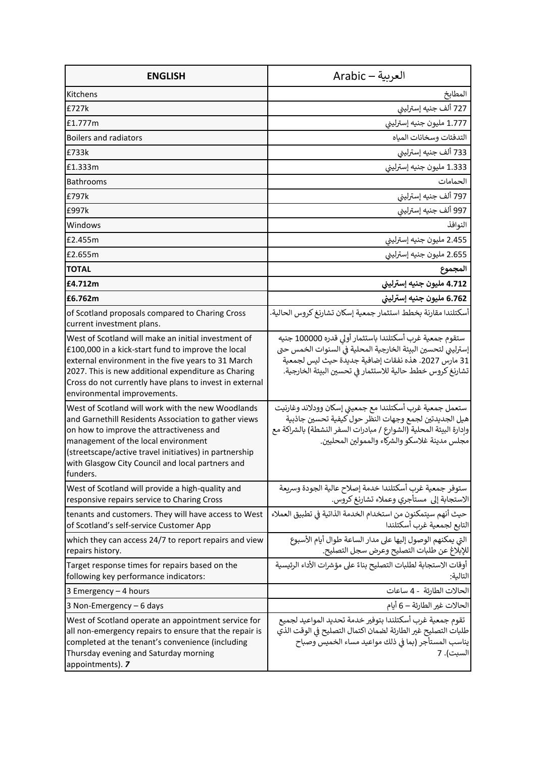| ENGLISH | Arabic – العربية |
|---|---|
| Kitchens | المطابخ |
| £727k | 727 ألف جنيه إسترليني |
| £1.777m | 1.777 مليون جنيه إسترليني |
| Boilers and radiators | التدفئات وسخانات المياه |
| £733k | 733 ألف جنيه إسترليني |
| £1.333m | 1.333 مليون جنيه إسترليني |
| Bathrooms | الحمامات |
| £797k | 797 ألف جنيه إسترليني |
| £997k | 997 ألف جنيه إسترليني |
| Windows | النوافذ |
| £2.455m | 2.455 مليون جنيه إسترليني |
| £2.655m | 2.655 مليون جنيه إسترليني |
| **TOTAL** | **المجموع** |
| **£4.712m** | **4.712 مليون جنيه إسترليني** |
| **£6.762m** | **6.762 مليون جنيه إسترليني** |
| of Scotland proposals compared to Charing Cross current investment plans. | أسكتلندا مقارنة بخطط استثمار جمعية إسكان تشارنغ كروس الحالية. |
| West of Scotland will make an initial investment of £100,000 in a kick-start fund to improve the local external environment in the five years to 31 March 2027. This is new additional expenditure as Charing Cross do not currently have plans to invest in external environmental improvements. | ستقوم جمعية غرب أسكتلندا باستثمار أولي قدره 100000 جنيه إسترليني لتحسين البيئة الخارجية المحلية في السنوات الخمس حتى 31 مارس 2027. هذه نفقات إضافية جديدة حيث ليس لجمعية تشارنغ كروس خطط حالية للاستثمار في تحسين البيئة الخارجية. |
| West of Scotland will work with the new Woodlands and Garnethill Residents Association to gather views on how to improve the attractiveness and management of the local environment (streetscape/active travel initiatives) in partnership with Glasgow City Council and local partners and funders. | ستعمل جمعية غرب أسكتلندا مع جمعيتي إسكان وودلاند وغارنيت هيل الجديدتين لجمع وجهات النظر حول كيفية تحسين جاذبية وإدارة البيئة المحلية (الشوارع / مبادرات السفر النشطة) بالشراكة مع مجلس مدينة غلاسكو والشركاء والممولين المحليين. |
| West of Scotland will provide a high-quality and responsive repairs service to Charing Cross | ستوفر جمعية غرب أسكتلندا خدمة إصلاح عالية الجودة وسريعة الاستجابة إلى مستأجري وعملاء تشارنغ كروس. |
| tenants and customers. They will have access to West of Scotland's self-service Customer App | حيث أنهم سيتمكنون من استخدام الخدمة الذاتية في تطبيق العملاء التابع لجمعية غرب أسكتلندا |
| which they can access 24/7 to report repairs and view repairs history. | التي يمكنهم الوصول إليها على مدار الساعة طوال أيام الأسبوع للإبلاغ عن طلبات التصليح وعرض سجل التصليح. |
| Target response times for repairs based on the following key performance indicators: | أوقات الاستجابة لطلبات التصليح بناءً على مؤشرات الأداء الرئيسية التالية: |
| 3 Emergency – 4 hours | الحالات الطارئة - 4 ساعات |
| 3 Non-Emergency – 6 days | الحالات غير الطارئة – 6 أيام |
| West of Scotland operate an appointment service for all non-emergency repairs to ensure that the repair is completed at the tenant's convenience (including Thursday evening and Saturday morning appointments). ***7*** | تقوم جمعية غرب أسكتلندا بتوفير خدمة تحديد المواعيد لجميع طلبات التصليح غير الطارئة لضمان اكتمال التصليح في الوقت الذي يناسب المستأجر (بما في ذلك مواعيد مساء الخميس وصباح السبت). 7 |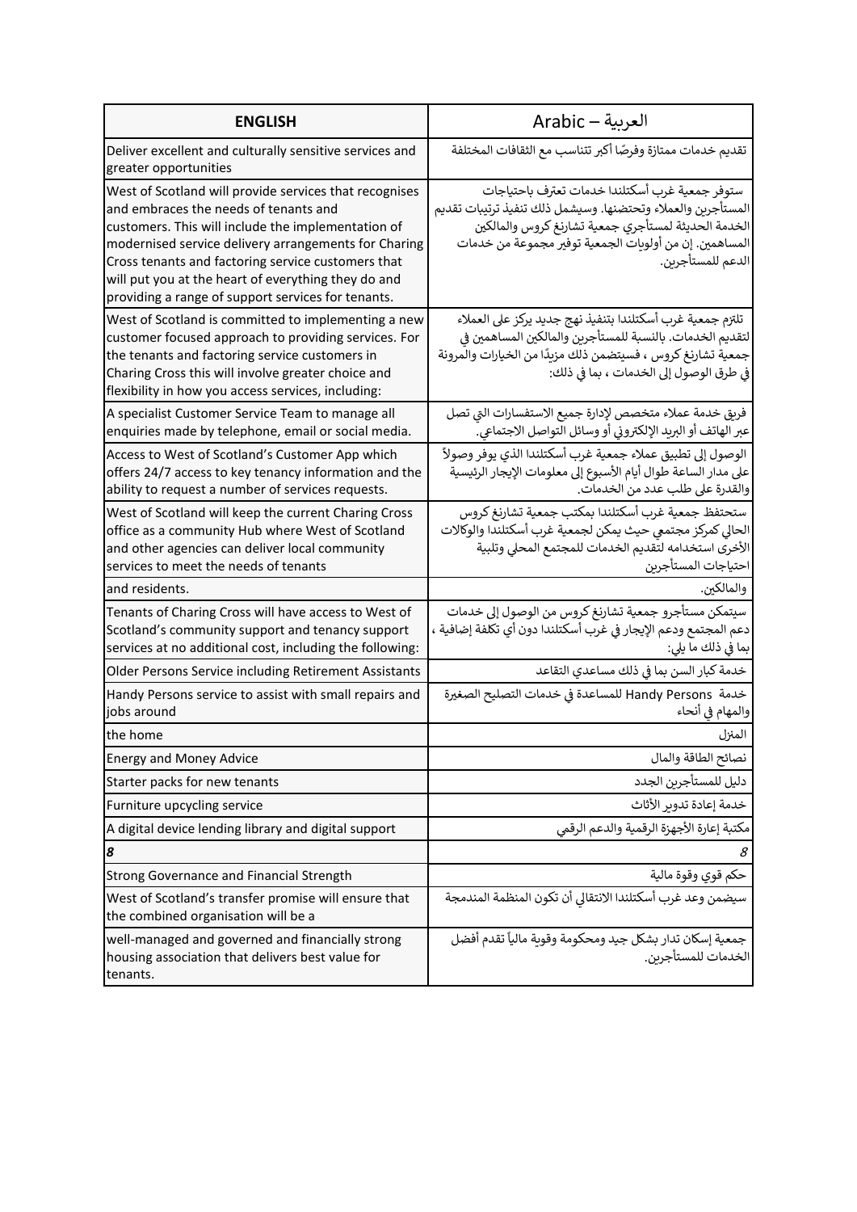| ENGLISH | Arabic – العربية |
|---|---|
| Deliver excellent and culturally sensitive services and greater opportunities | تقديم خدمات ممتازة وفرصًا أكبر تتناسب مع الثقافات المختلفة |
| West of Scotland will provide services that recognises and embraces the needs of tenants and customers. This will include the implementation of modernised service delivery arrangements for Charing Cross tenants and factoring service customers that will put you at the heart of everything they do and providing a range of support services for tenants. | ستوفر جمعية غرب أسكتلندا خدمات تعترف باحتياجات المستأجرين والعملاء وتحتضنها. وسيشمل ذلك تنفيذ ترتيبات تقديم الخدمة الحديثة لمستأجري جمعية تشارنغ كروس والمالكين المساهمين. إن من أولويات الجمعية توفير مجموعة من خدمات الدعم للمستأجرين. |
| West of Scotland is committed to implementing a new customer focused approach to providing services. For the tenants and factoring service customers in Charing Cross this will involve greater choice and flexibility in how you access services, including: | تلتزم جمعية غرب أسكتلندا بتنفيذ نهج جديد يركز على العملاء لتقديم الخدمات. بالنسبة للمستأجرين والمالكين المساهمين في جمعية تشارنغ كروس ، فسيتضمن ذلك مزيدًا من الخيارات والمرونة في طرق الوصول إلى الخدمات ، بما في ذلك: |
| A specialist Customer Service Team to manage all enquiries made by telephone, email or social media. | فريق خدمة عملاء متخصص لإدارة جميع الاستفسارات التي تصل عبر الهاتف أو البريد الإلكتروني أو وسائل التواصل الاجتماعي. |
| Access to West of Scotland's Customer App which offers 24/7 access to key tenancy information and the ability to request a number of services requests. | الوصول إلى تطبيق عملاء جمعية غرب أسكتلندا الذي يوفر وصولاً على مدار الساعة طوال أيام الأسبوع إلى معلومات الإيجار الرئيسية والقدرة على طلب عدد من الخدمات. |
| West of Scotland will keep the current Charing Cross office as a community Hub where West of Scotland and other agencies can deliver local community services to meet the needs of tenants | ستحتفظ جمعية غرب أسكتلندا بمكتب جمعية تشارنغ كروس الحالي كمركز مجتمعي حيث يمكن لجمعية غرب أسكتلندا والوكالات الأخرى استخدامه لتقديم الخدمات للمجتمع المحلي وتلبية احتياجات المستأجرين |
| and residents. | والمالكين. |
| Tenants of Charing Cross will have access to West of Scotland's community support and tenancy support services at no additional cost, including the following: | سيتمكن مستأجرو جمعية تشارنغ كروس من الوصول إلى خدمات دعم المجتمع ودعم الإيجار في غرب أسكتلندا دون أي تكلفة إضافية ، بما في ذلك ما يلي: |
| Older Persons Service including Retirement Assistants | خدمة كبار السن بما في ذلك مساعدي التقاعد |
| Handy Persons service to assist with small repairs and jobs around | خدمة Handy Persons للمساعدة في خدمات التصليح الصغيرة والمهام في أنحاء |
| the home | المنزل |
| Energy and Money Advice | نصائح الطاقة والمال |
| Starter packs for new tenants | دليل للمستأجرين الجدد |
| Furniture upcycling service | خدمة إعادة تدوير الأثاث |
| A digital device lending library and digital support | مكتبة إعارة الأجهزة الرقمية والدعم الرقمي |
| ***8*** | *8* |
| Strong Governance and Financial Strength | حكم قوي وقوة مالية |
| West of Scotland's transfer promise will ensure that the combined organisation will be a | سيضمن وعد غرب أسكتلندا الانتقالي أن تكون المنظمة المندمجة |
| well-managed and governed and financially strong housing association that delivers best value for tenants. | جمعية إسكان تدار بشكل جيد ومحكومة وقوية مالياً تقدم أفضل الخدمات للمستأجرين. |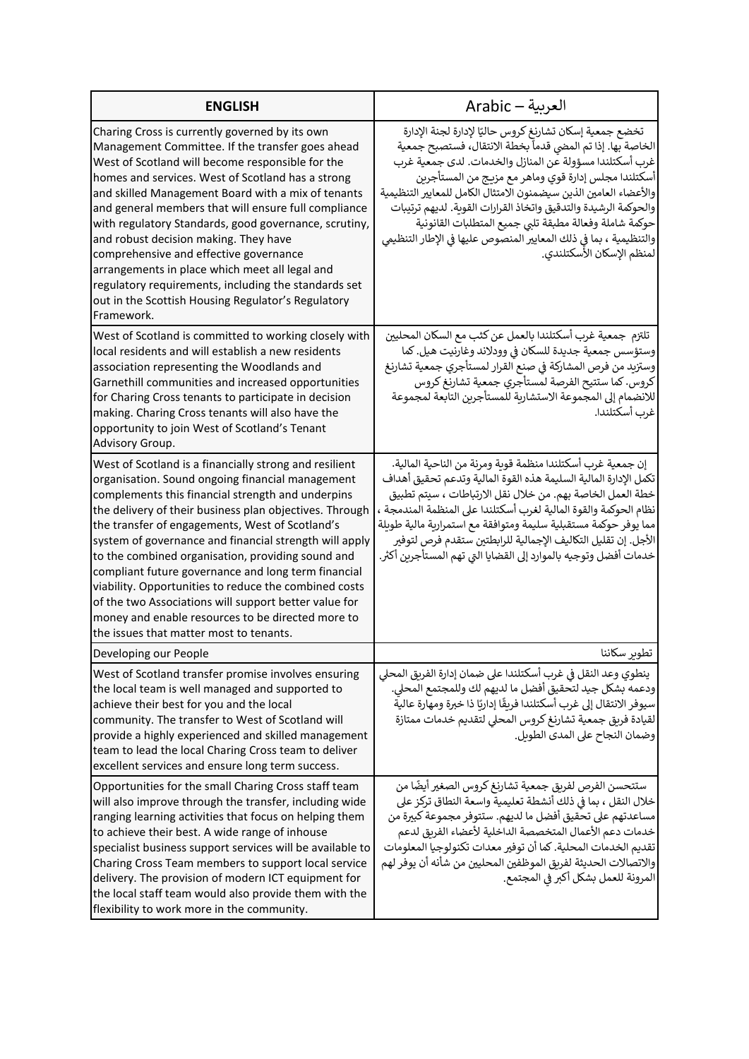| ENGLISH | Arabic – العربية |
|---|---|
| Charing Cross is currently governed by its own Management Committee. If the transfer goes ahead West of Scotland will become responsible for the homes and services. West of Scotland has a strong and skilled Management Board with a mix of tenants and general members that will ensure full compliance with regulatory Standards, good governance, scrutiny, and robust decision making. They have comprehensive and effective governance arrangements in place which meet all legal and regulatory requirements, including the standards set out in the Scottish Housing Regulator's Regulatory Framework. | تخضع جمعية إسكان تشارنغ كروس حاليًا لإدارة لجنة الإدارة الخاصة بها. إذا تم المضي قدماً بخطة الانتقال، فستصبح جمعية غرب أسكتلندا مسؤولة عن المنازل والخدمات. لدى جمعية غرب أسكتلندا مجلس إدارة قوي وماهر مع مزيج من المستأجرين والأعضاء العامين الذين سيضمنون الامتثال الكامل للمعايير التنظيمية والحوكمة الرشيدة والتدقيق واتخاذ القرارات القوية. لديهم ترتيبات حوكمة شاملة وفعالة مطبقة تلبي جميع المتطلبات القانونية والتنظيمية ، بما في ذلك المعايير المنصوص عليها في الإطار التنظيمي لمنظم الإسكان الأسكتلندي. |
| West of Scotland is committed to working closely with local residents and will establish a new residents association representing the Woodlands and Garnethill communities and increased opportunities for Charing Cross tenants to participate in decision making. Charing Cross tenants will also have the opportunity to join West of Scotland's Tenant Advisory Group. | تلتزم جمعية غرب أسكتلندا بالعمل عن كثب مع السكان المحليين وستؤسس جمعية جديدة للسكان في وودلاند وغارنيت هيل. كما وستزيد من فرص المشاركة في صنع القرار لمستأجري جمعية تشارنغ كروس. كما ستتيح الفرصة لمستأجري جمعية تشارنغ كروس للانضمام إلى المجموعة الاستشارية للمستأجرين التابعة لمجموعة غرب أسكتلندا. |
| West of Scotland is a financially strong and resilient organisation. Sound ongoing financial management complements this financial strength and underpins the delivery of their business plan objectives. Through the transfer of engagements, West of Scotland's system of governance and financial strength will apply to the combined organisation, providing sound and compliant future governance and long term financial viability. Opportunities to reduce the combined costs of the two Associations will support better value for money and enable resources to be directed more to the issues that matter most to tenants. | إن جمعية غرب أسكتلندا منظمة قوية ومرنة من الناحية المالية. تكمل الإدارة المالية السليمة هذه القوة المالية وتدعم تحقيق أهداف خطة العمل الخاصة بهم. من خلال نقل الارتباطات ، سيتم تطبيق نظام الحوكمة والقوة المالية لغرب أسكتلندا على المنظمة المندمجة ، مما يوفر حوكمة مستقبلية سليمة ومتوافقة مع استمرارية مالية طويلة الأجل. إن تقليل التكاليف الإجمالية للرابطتين ستقدم فرص لتوفير خدمات أفضل وتوجيه بالموارد إلى القضايا التي تهم المستأجرين أكثر. |
| Developing our People | تطوير سكاننا |
| West of Scotland transfer promise involves ensuring the local team is well managed and supported to achieve their best for you and the local community. The transfer to West of Scotland will provide a highly experienced and skilled management team to lead the local Charing Cross team to deliver excellent services and ensure long term success. | ينطوي وعد النقل في غرب أسكتلندا على ضمان إدارة الفريق المحلي ودعمه بشكل جيد لتحقيق أفضل ما لديهم لك وللمجتمع المحلي. سيوفر الانتقال إلى غرب أسكتلندا فريقًا إداريًا ذا خبرة ومهارة عالية لقيادة فريق جمعية تشارنغ كروس المحلي لتقديم خدمات ممتازة وضمان النجاح على المدى الطويل. |
| Opportunities for the small Charing Cross staff team will also improve through the transfer, including wide ranging learning activities that focus on helping them to achieve their best. A wide range of inhouse specialist business support services will be available to Charing Cross Team members to support local service delivery. The provision of modern ICT equipment for the local staff team would also provide them with the flexibility to work more in the community. | ستتحسن الفرص لفريق جمعية تشارنغ كروس الصغير أيضًا من خلال النقل ، بما في ذلك أنشطة تعليمية واسعة النطاق تركز على مساعدتهم على تحقيق أفضل ما لديهم. ستتوفر مجموعة كبيرة من خدمات دعم الأعمال المتخصصة الداخلية لأعضاء الفريق لدعم تقديم الخدمات المحلية. كما أن توفير معدات تكنولوجيا المعلومات والاتصالات الحديثة لفريق الموظفين المحليين من شأنه أن يوفر لهم المرونة للعمل بشكل أكبر في المجتمع. |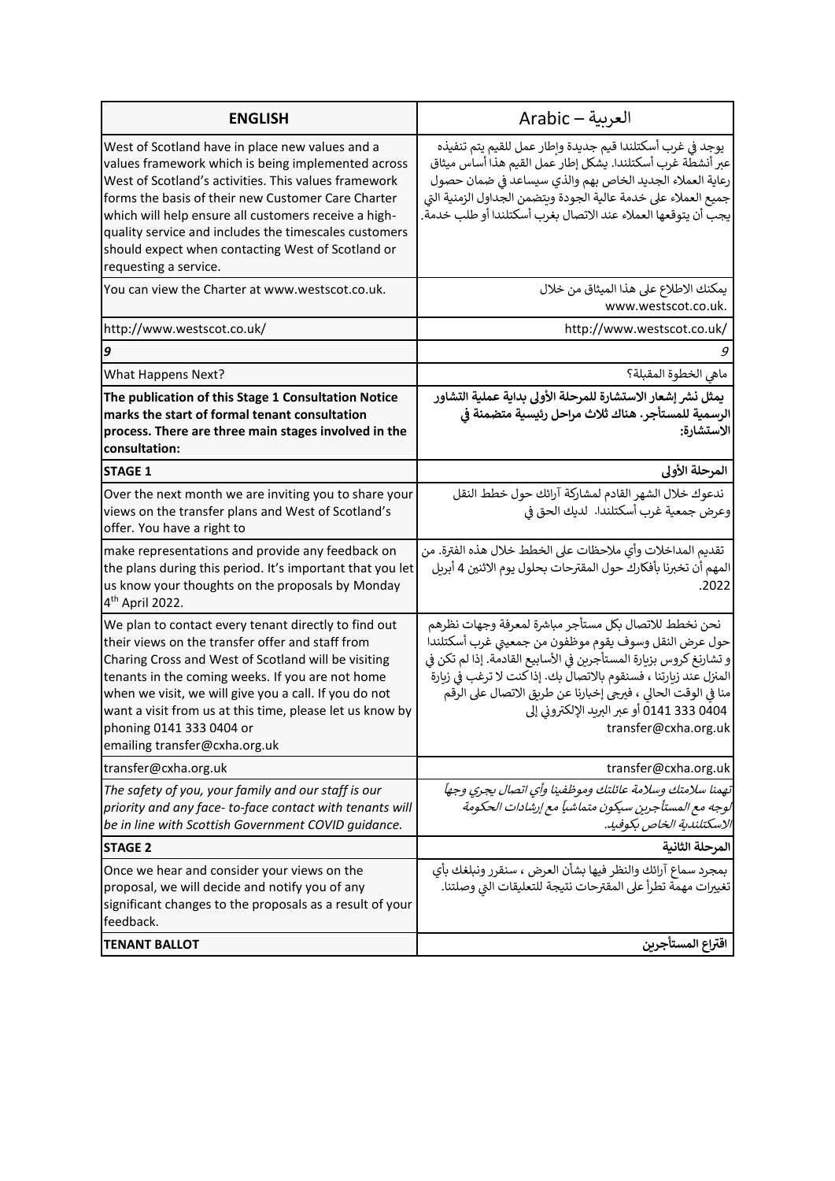| ENGLISH | Arabic – العربية |
|---|---|
| West of Scotland have in place new values and a values framework which is being implemented across West of Scotland's activities. This values framework forms the basis of their new Customer Care Charter which will help ensure all customers receive a high-quality service and includes the timescales customers should expect when contacting West of Scotland or requesting a service. | يوجد في غرب أسكتلندا قيم جديدة وإطار عمل للقيم يتم تنفيذه عبر أنشطة غرب أسكتلندا. يشكل إطار عمل القيم هذا أساس ميثاق رعاية العملاء الجديد الخاص بهم والذي سيساعد في ضمان حصول جميع العملاء على خدمة عالية الجودة ويتضمن الجداول الزمنية التي يجب أن يتوقعها العملاء عند الاتصال بغرب أسكتلندا أو طلب خدمة. |
| You can view the Charter at www.westscot.co.uk. | يمكنك الاطلاع على هذا الميثاق من خلال www.westscot.co.uk. |
| http://www.westscot.co.uk/ | http://www.westscot.co.uk/ |
| ***9*** | *9* |
| What Happens Next? | ماهي الخطوة المقبلة؟ |
| **The publication of this Stage 1 Consultation Notice marks the start of formal tenant consultation process. There are three main stages involved in the consultation:** | **يمثل نشر إشعار الاستشارة للمرحلة الأولى بداية عملية التشاور الرسمية للمستأجر. هناك ثلاث مراحل رئيسية متضمنة في الاستشارة:** |
| **STAGE 1** | **المرحلة الأولى** |
| Over the next month we are inviting you to share your views on the transfer plans and West of Scotland's offer. You have a right to | ندعوك خلال الشهر القادم لمشاركة آرائك حول خطط النقل وعرض جمعية غرب أسكتلندا. لديك الحق في |
| make representations and provide any feedback on the plans during this period. It's important that you let us know your thoughts on the proposals by Monday 4th April 2022. | تقديم المداخلات وأي ملاحظات على الخطط خلال هذه الفترة. من المهم أن تخبرنا بأفكارك حول المقترحات بحلول يوم الاثنين 4 أبريل 2022. |
| We plan to contact every tenant directly to find out their views on the transfer offer and staff from Charing Cross and West of Scotland will be visiting tenants in the coming weeks. If you are not home when we visit, we will give you a call. If you do not want a visit from us at this time, please let us know by phoning 0141 333 0404 or emailing transfer@cxha.org.uk | نحن نخطط للاتصال بكل مستأجر مباشرة لمعرفة وجهات نظرهم حول عرض النقل وسوف يقوم موظفون من جمعيتي غرب أسكتلندا و تشارنغ كروس بزيارة المستأجرين في الأسابيع القادمة. إذا لم تكن في المنزل عند زيارتنا ، فسنقوم بالاتصال بك. إذا كنت لا ترغب في زيارة منا في الوقت الحالي ، فيرجى إخبارنا عن طريق الاتصال على الرقم 0141 333 0404 أو عبر البريد الإلكتروني إلى transfer@cxha.org.uk |
| transfer@cxha.org.uk | transfer@cxha.org.uk |
| *The safety of you, your family and our staff is our priority and any face- to-face contact with tenants will be in line with Scottish Government COVID guidance.* | *تهمنا سلامتك وسلامة عائلتك وموظفينا وأي اتصال يجري وجهاً لوجه مع المستأجرين سيكون متماشياً مع إرشادات الحكومة الاسكتلندية الخاص بكوفيد.* |
| **STAGE 2** | **المرحلة الثانية** |
| Once we hear and consider your views on the proposal, we will decide and notify you of any significant changes to the proposals as a result of your feedback. | بمجرد سماع آرائك والنظر فيها بشأن العرض ، سنقرر ونبلغك بأي تغييرات مهمة تطرأ على المقترحات نتيجة للتعليقات التي وصلتنا. |
| **TENANT BALLOT** | **اقتراع المستأجرين** |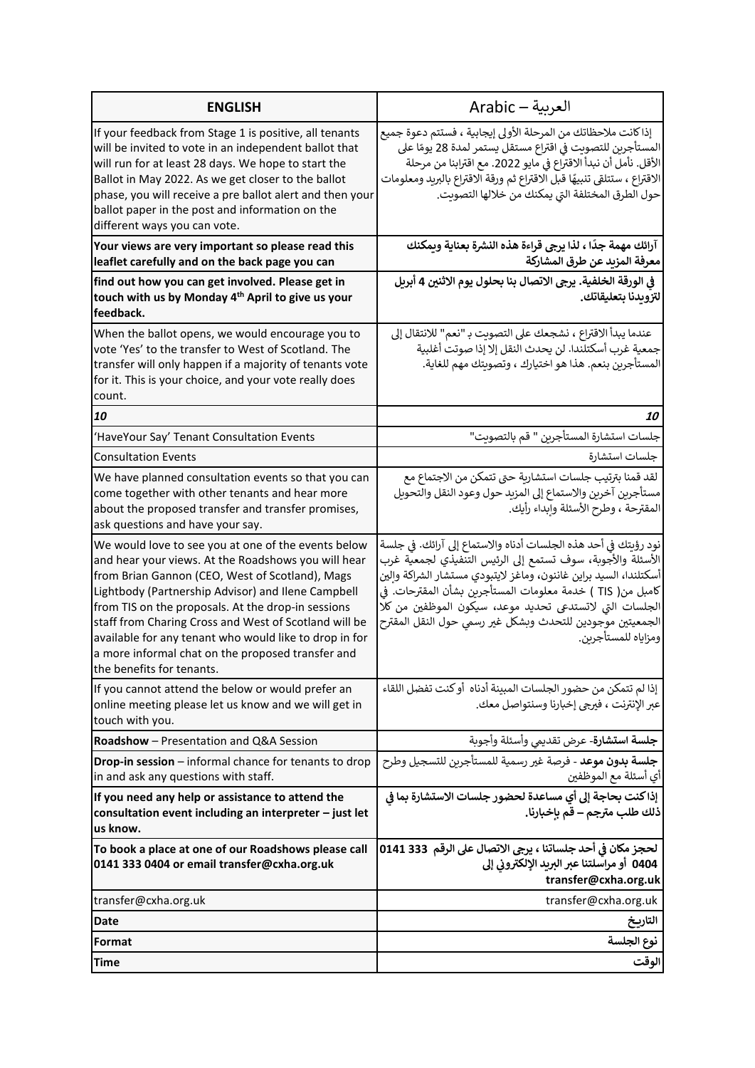| ENGLISH | العربية – Arabic |
|---|---|
| If your feedback from Stage 1 is positive, all tenants will be invited to vote in an independent ballot that will run for at least 28 days. We hope to start the Ballot in May 2022. As we get closer to the ballot phase, you will receive a pre ballot alert and then your ballot paper in the post and information on the different ways you can vote. | إذا كانت ملاحظاتك من المرحلة الأولى إيجابية ، فستتم دعوة جميع المستأجرين للتصويت في اقتراع مستقل يستمر لمدة 28 يومًا على الأقل. نأمل أن نبدأ الاقتراع في مايو 2022. مع اقترابنا من مرحلة الاقتراع ، ستتلقى تنبيهًا قبل الاقتراع ثم ورقة الاقتراع بالبريد ومعلومات حول الطرق المختلفة التي يمكنك من خلالها التصويت. |
| **Your views are very important so please read this leaflet carefully and on the back page you can** | **آرائك مهمة جدًا ، لذا يرجى قراءة هذه النشرة بعناية ويمكنك معرفة المزيد عن طرق المشاركة** |
| **find out how you can get involved. Please get in touch with us by Monday 4th April to give us your feedback.** | **في الورقة الخلفية. يرجى الاتصال بنا بحلول يوم الاثنين 4 أبريل لتزويدنا بتعليقاتك.** |
| When the ballot opens, we would encourage you to vote 'Yes' to the transfer to West of Scotland. The transfer will only happen if a majority of tenants vote for it. This is your choice, and your vote really does count. | عندما يبدأ الاقتراع ، نشجعك على التصويت بـ "نعم" للانتقال إلى جمعية غرب أسكتلندا. لن يحدث النقل إلا إذا صوتت أغلبية المستأجرين بنعم. هذا هو اختيارك ، وتصويتك مهم للغاية. |
| ***10*** | ***10*** |
| 'HaveYour Say' Tenant Consultation Events | جلسات استشارة المستأجرين " قم بالتصويت" |
| Consultation Events | جلسات استشارة |
| We have planned consultation events so that you can come together with other tenants and hear more about the proposed transfer and transfer promises, ask questions and have your say. | لقد قمنا بترتيب جلسات استشارية حتى تتمكن من الاجتماع مع مستأجرين آخرين والاستماع إلى المزيد حول وعود النقل والتحويل المقترحة ، وطرح الأسئلة وإبداء رأيك. |
| We would love to see you at one of the events below and hear your views. At the Roadshows you will hear from Brian Gannon (CEO, West of Scotland), Mags Lightbody (Partnership Advisor) and Ilene Campbell from TIS on the proposals. At the drop-in sessions staff from Charing Cross and West of Scotland will be available for any tenant who would like to drop in for a more informal chat on the proposed transfer and the benefits for tenants. | نود رؤيتك في أحد هذه الجلسات أدناه والاستماع إلى آرائك. في جلسة الأسئلة والأجوبة، سوف تستمع إلى الرئيس التنفيذي لجمعية غرب أسكتلندا، السيد براين غانون، وماغز لايتبودي مستشار الشراكة وإلين كامبل من( TIS ) خدمة معلومات المستأجرين بشأن المقترحات. في الجلسات التي لاتستدعي تحديد موعد، سيكون الموظفين من كلا الجمعيتين موجودين للتحدث وبشكل غير رسمي حول النقل المقترح ومزاياه للمستأجرين. |
| If you cannot attend the below or would prefer an online meeting please let us know and we will get in touch with you. | إذا لم تتمكن من حضور الجلسات المبينة أدناه أو كنت تفضل اللقاء عبر الإنترنت ، فيرجى إخبارنا وسنتواصل معك. |
| **Roadshow** – Presentation and Q&A Session | **جلسة استشارة**- عرض تقديمي وأسئلة وأجوبة |
| **Drop-in session** – informal chance for tenants to drop in and ask any questions with staff. | **جلسة بدون موعد** - فرصة غير رسمية للمستأجرين للتسجيل وطرح أي أسئلة مع الموظفين |
| **If you need any help or assistance to attend the consultation event including an interpreter – just let us know.** | **إذا كنت بحاجة إلى أي مساعدة لحضور جلسات الاستشارة بما في ذلك طلب مترجم – قم بإخبارنا.** |
| **To book a place at one of our Roadshows please call 0141 333 0404 or email transfer@cxha.org.uk** | **لحجز مكان في أحد جلساتنا ، يرجى الاتصال على الرقم 0141 333 0404 أو مراسلتنا عبر البريد الإلكتروني إلى transfer@cxha.org.uk** |
| transfer@cxha.org.uk | transfer@cxha.org.uk |
| **Date** | **التاريخ** |
| **Format** | **نوع الجلسة** |
| **Time** | **الوقت** |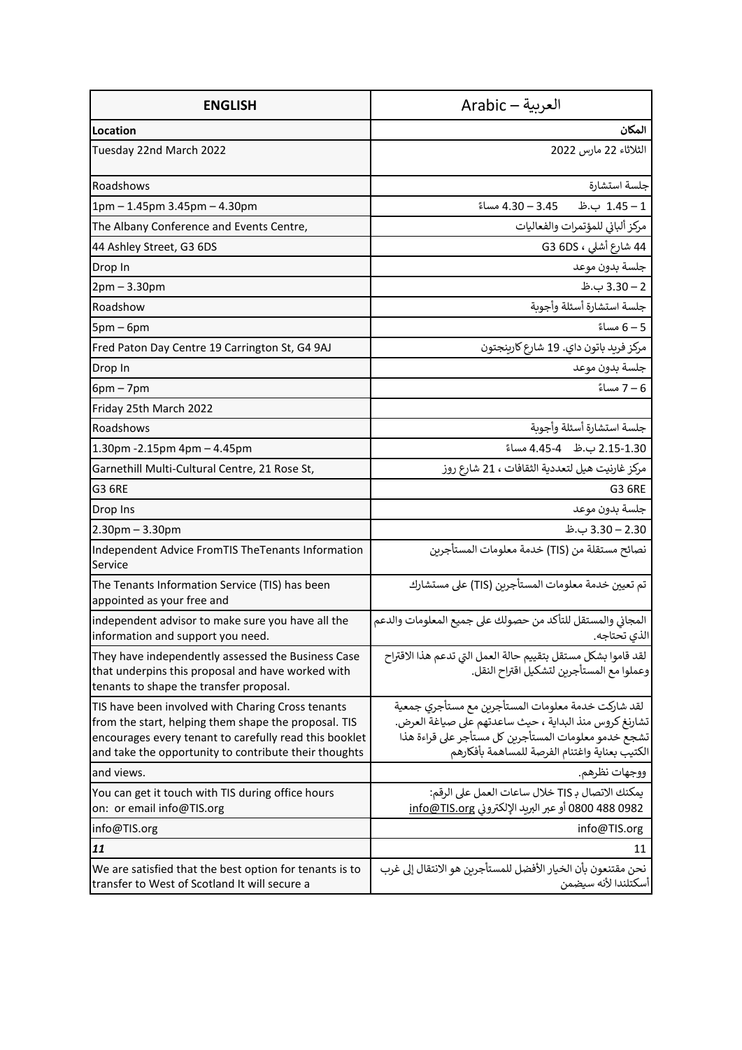| ENGLISH | Arabic – العربية |
|---|---|
| **Location** | **المكان** |
| Tuesday 22nd March 2022 | الثلاثاء 22 مارس 2022 |
| Roadshows | جلسة استشارة |
| 1pm – 1.45pm 3.45pm – 4.30pm | 1 – 1.45 ب.ظ 3.45 – 4.30 مساءً |
| The Albany Conference and Events Centre, | مركز ألباني للمؤتمرات والفعاليات |
| 44 Ashley Street, G3 6DS | 44 شارع أشلي ، G3 6DS |
| Drop In | جلسة بدون موعد |
| 2pm – 3.30pm | 2 – 3.30 ب.ظ |
| Roadshow | جلسة استشارة أسئلة وأجوبة |
| 5pm – 6pm | 5 – 6 مساءً |
| Fred Paton Day Centre 19 Carrington St, G4 9AJ | مركز فريد باتون داي. 19 شارع كارينجتون |
| Drop In | جلسة بدون موعد |
| 6pm – 7pm | 6 – 7 مساءً |
| Friday 25th March 2022 | |
| Roadshows | جلسة استشارة أسئلة وأجوبة |
| 1.30pm -2.15pm 4pm – 4.45pm | 1.30-2.15 ب.ظ 4-4.45 مساءً |
| Garnethill Multi-Cultural Centre, 21 Rose St, | مركز غارنيت هيل لتعددية الثقافات ، 21 شارع روز |
| G3 6RE | G3 6RE |
| Drop Ins | جلسة بدون موعد |
| 2.30pm – 3.30pm | 2.30 – 3.30 ب.ظ |
| Independent Advice FromTIS TheTenants Information Service | نصائح مستقلة من (TIS) خدمة معلومات المستأجرين |
| The Tenants Information Service (TIS) has been appointed as your free and | تم تعيين خدمة معلومات المستأجرين (TIS) على مستشارك |
| independent advisor to make sure you have all the information and support you need. | المجاني والمستقل للتأكد من حصولك على جميع المعلومات والدعم الذي تحتاجه. |
| They have independently assessed the Business Case that underpins this proposal and have worked with tenants to shape the transfer proposal. | لقد قاموا بشكل مستقل بتقييم حالة العمل التي تدعم هذا الاقتراح وعملوا مع المستأجرين لتشكيل اقتراح النقل. |
| TIS have been involved with Charing Cross tenants from the start, helping them shape the proposal. TIS encourages every tenant to carefully read this booklet and take the opportunity to contribute their thoughts | لقد شاركت خدمة معلومات المستأجرين مع مستأجري جمعية تشارنغ كروس منذ البداية ، حيث ساعدتهم على صياغة العرض. تشجع خدمو معلومات المستأجرين كل مستأجر على قراءة هذا الكتيب بعناية واغتنام الفرصة للمساهمة بأفكارهم |
| and views. | ووجهات نظرهم. |
| You can get it touch with TIS during office hours on: or email info@TIS.org | يمكنك الاتصال بـ TIS خلال ساعات العمل على الرقم: 0800 488 0982 أو عبر البريد الإلكتروني info@TIS.org |
| info@TIS.org | info@TIS.org |
| ***11*** | 11 |
| We are satisfied that the best option for tenants is to transfer to West of Scotland It will secure a | نحن مقتنعون بأن الخيار الأفضل للمستأجرين هو الانتقال إلى غرب أسكتلندا لأنه سيضمن |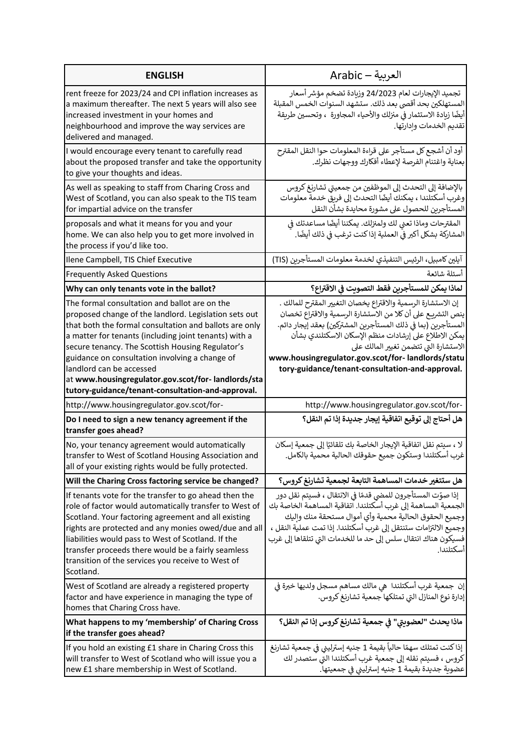| ENGLISH | العربية – Arabic |
| --- | --- |
| rent freeze for 2023/24 and CPI inflation increases as a maximum thereafter. The next 5 years will also see increased investment in your homes and neighbourhood and improve the way services are delivered and managed. | تجميد الإيجارات لعام 24/2023 وزيادة تضخم مؤشر أسعار المستهلكين بحد أقصى بعد ذلك. ستشهد السنوات الخمس المقبلة أيضًا زيادة الاستثمار في منزلك والأحياء المجاورة ، وتحسين طريقة تقديم الخدمات وإدارتها. |
| I would encourage every tenant to carefully read about the proposed transfer and take the opportunity to give your thoughts and ideas. | أود أن أشجع كل مستأجر على قراءة المعلومات حوا النقل المقترح بعناية واغتنام الفرصة لإعطاء أفكارك ووجهات نظرك. |
| As well as speaking to staff from Charing Cross and West of Scotland, you can also speak to the TIS team for impartial advice on the transfer | بالإضافة إلى التحدث إلى الموظفين من جمعيتي تشارنغ كروس وغرب أسكتلندا ، يمكنك أيضًا التحدث إلى فريق خدمة معلومات المستأجرين للحصول على مشورة محايدة بشأن النقل |
| proposals and what it means for you and your home. We can also help you to get more involved in the process if you'd like too. | المقترحات وماذا تعني لك ولمنزلك. يمكننا أيضًا مساعدتك في المشاركة بشكل أكبر في العملية إذا كنت ترغب في ذلك أيضًا. |
| Ilene Campbell, TIS Chief Executive | آيلين كامبل، الرئيس التنفيذي لخدمة معلومات المستأجرين (TIS) |
| Frequently Asked Questions | أسئلة شائعة |
| **Why can only tenants vote in the ballot?** | **لماذا يمكن للمستأجرين فقط التصويت في الاقتراع؟** |
| The formal consultation and ballot are on the proposed change of the landlord. Legislation sets out that both the formal consultation and ballots are only a matter for tenants (including joint tenants) with a secure tenancy. The Scottish Housing Regulator's guidance on consultation involving a change of landlord can be accessed at **www.housingregulator.gov.scot/for- landlords/statutory-guidance/tenant-consultation-and-approval.** | إن الاستشارة الرسمية والاقتراع يخصان التغيير المقترح للمالك . ينص التشريع على أن كلا من الاستشارة الرسمية والاقتراع تخصان المستأجرين (بما في ذلك المستأجرين المشتركين) بعقد إيجار دائم. يمكن الاطلاع على إرشادات منظم الإسكان الاسكتلندي بشأن الاستشارة التي تتضمن تغيير المالك على **www.housingregulator.gov.scot/for- landlords/statutory-guidance/tenant-consultation-and-approval.** |
| http://www.housingregulator.gov.scot/for- | http://www.housingregulator.gov.scot/for- |
| **Do I need to sign a new tenancy agreement if the transfer goes ahead?** | **هل أحتاج إلى توقيع اتفاقية إيجار جديدة إذا تم النقل؟** |
| No, your tenancy agreement would automatically transfer to West of Scotland Housing Association and all of your existing rights would be fully protected. | لا ، سيتم نقل اتفاقية الإيجار الخاصة بك تلقائيًا إلى جمعية إسكان غرب أسكتلندا وستكون جميع حقوقك الحالية محمية بالكامل. |
| **Will the Charing Cross factoring service be changed?** | **هل ستتغير خدمات المساهمة التابعة لجمعية تشارنغ كروس؟** |
| If tenants vote for the transfer to go ahead then the role of factor would automatically transfer to West of Scotland. Your factoring agreement and all existing rights are protected and any monies owed/due and all liabilities would pass to West of Scotland. If the transfer proceeds there would be a fairly seamless transition of the services you receive to West of Scotland. | إذا صوّت المستأجرون للمضي قدمًا في الانتقال ، فسيتم نقل دور الجمعية المساهمة إلى غرب أسكتلندا. اتفاقية المساهمة الخاصة بك وجميع الحقوق الحالية محمية وأي أموال مستحقة منك وإليك وجميع الالتزامات ستنتقل إلى غرب أسكتلندا. إذا تمت عملية النقل ، فسيكون هناك انتقال سلس إلى حد ما للخدمات التي تتلقاها إلى غرب أسكتلندا. |
| West of Scotland are already a registered property factor and have experience in managing the type of homes that Charing Cross have. | إن جمعية غرب أسكتلندا هي مالك مساهم مسجل ولديها خبرة في إدارة نوع المنازل التي تمتلكها جمعية تشارنغ كروس. |
| **What happens to my 'membership' of Charing Cross if the transfer goes ahead?** | **ماذا يحدث "لعضويتي" في جمعية تشارنغ كروس إذا تم النقل؟** |
| If you hold an existing £1 share in Charing Cross this will transfer to West of Scotland who will issue you a new £1 share membership in West of Scotland. | إذا كنت تمتلك سهمًا حالياً بقيمة 1 جنيه إسترليني في جمعية تشارنغ كروس ، فسيتم نقله إلى جمعية غرب أسكتلندا التي ستصدر لك عضوية جديدة بقيمة 1 جنيه إسترليني في جمعيتها. |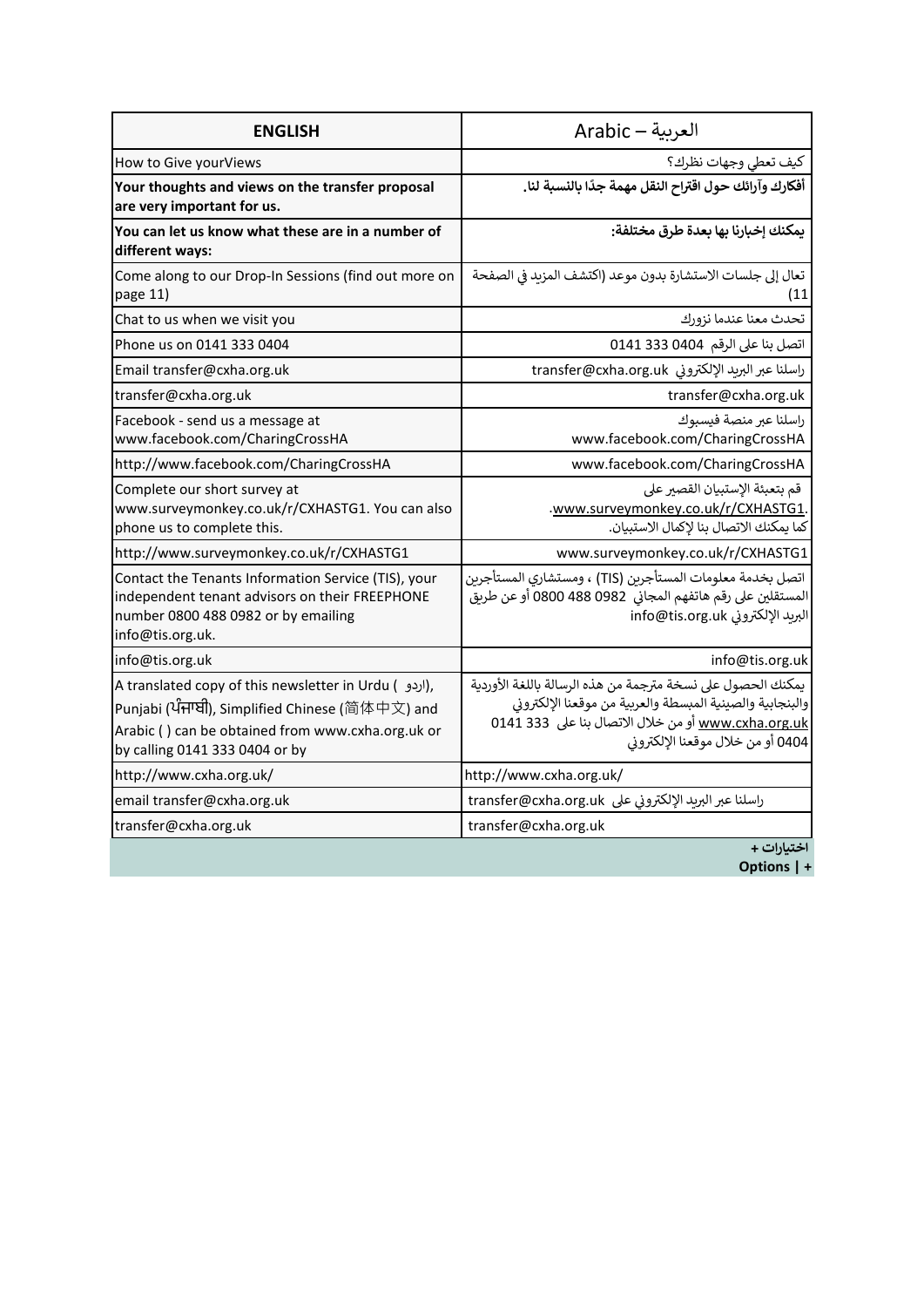| ENGLISH | Arabic – العربية |
| --- | --- |
| How to Give yourViews | كيف تعطي وجهات نظرك؟ |
| **Your thoughts and views on the transfer proposal are very important for us.** | **أفكارك وآرائك حول اقتراح النقل مهمة جدًا بالنسبة لنا.** |
| **You can let us know what these are in a number of different ways:** | **يمكنك إخبارنا بها بعدة طرق مختلفة:** |
| Come along to our Drop-In Sessions (find out more on page 11) | تعال إلى جلسات الاستشارة بدون موعد (اكتشف المزيد في الصفحة 11) |
| Chat to us when we visit you | تحدث معنا عندما نزورك |
| Phone us on 0141 333 0404 | اتصل بنا على الرقم 0141 333 0404 |
| Email transfer@cxha.org.uk | راسلنا عبر البريد الإلكتروني transfer@cxha.org.uk |
| transfer@cxha.org.uk | transfer@cxha.org.uk |
| Facebook - send us a message at www.facebook.com/CharingCrossHA | راسلنا عبر منصة فيسبوك www.facebook.com/CharingCrossHA |
| http://www.facebook.com/CharingCrossHA | www.facebook.com/CharingCrossHA |
| Complete our short survey at www.surveymonkey.co.uk/r/CXHASTG1. You can also phone us to complete this. | قم بتعبئة الإستبيان القصير على www.surveymonkey.co.uk/r/CXHASTG1. كما يمكنك الاتصال بنا لإكمال الاستبيان. |
| http://www.surveymonkey.co.uk/r/CXHASTG1 | www.surveymonkey.co.uk/r/CXHASTG1 |
| Contact the Tenants Information Service (TIS), your independent tenant advisors on their FREEPHONE number 0800 488 0982 or by emailing info@tis.org.uk. | اتصل بخدمة معلومات المستأجرين (TIS) ، ومستشاري المستأجرين المستقلين على رقم هاتفهم المجاني 0800 488 0982 أو عن طريق البريد الإلكتروني info@tis.org.uk |
| info@tis.org.uk | info@tis.org.uk |
| A translated copy of this newsletter in Urdu ( اردو), Punjabi (ਪੰਜਾਬੀ), Simplified Chinese (简体中文) and Arabic ( ) can be obtained from www.cxha.org.uk or by calling 0141 333 0404 or by | يمكنك الحصول على نسخة مترجمة من هذه الرسالة باللغة الأوردية والبنجابية والصينية المبسطة والعربية من موقعنا الإلكتروني www.cxha.org.uk أو من خلال الاتصال بنا على 0141 333 0404 أو من خلال موقعنا الإلكتروني |
| http://www.cxha.org.uk/ | http://www.cxha.org.uk/ |
| email transfer@cxha.org.uk | راسلنا عبر البريد الإلكتروني على transfer@cxha.org.uk |
| transfer@cxha.org.uk | transfer@cxha.org.uk |

**اختيارات +**

**Options | +**